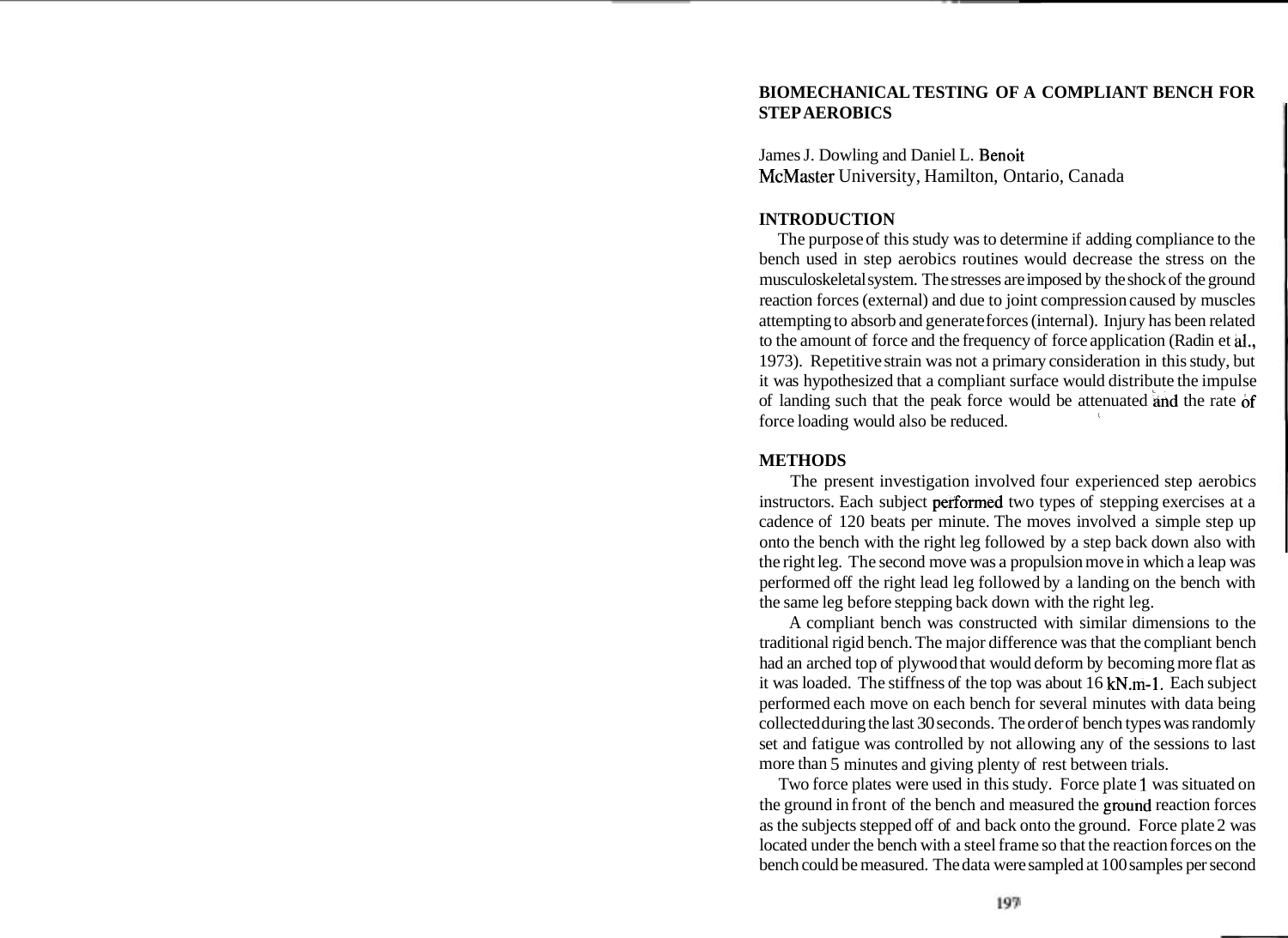**BIOMECHANICAL TESTING OF A COMPLIANT BENCH FOR STEP AEROBICS**

James J. Dowling and Daniel L. Benoit
McMaster University, Hamilton, Ontario, Canada

## INTRODUCTION

The purpose of this study was to determine if adding compliance to the bench used in step aerobics routines would decrease the stress on the musculoskeletal system. The stresses are imposed by the shock of the ground reaction forces (external) and due to joint compression caused by muscles attempting to absorb and generate forces (internal). Injury has been related to the amount of force and the frequency of force application (Radin et al., 1973). Repetitive strain was not a primary consideration in this study, but it was hypothesized that a compliant surface would distribute the impulse of landing such that the peak force would be attenuated and the rate of force loading would also be reduced.

## METHODS

The present investigation involved four experienced step aerobics instructors. Each subject performed two types of stepping exercises at a cadence of 120 beats per minute. The moves involved a simple step up onto the bench with the right leg followed by a step back down also with the right leg. The second move was a propulsion move in which a leap was performed off the right lead leg followed by a landing on the bench with the same leg before stepping back down with the right leg.

A compliant bench was constructed with similar dimensions to the traditional rigid bench. The major difference was that the compliant bench had an arched top of plywood that would deform by becoming more flat as it was loaded. The stiffness of the top was about 16 $kN.m^{-1}$. Each subject performed each move on each bench for several minutes with data being collected during the last 30 seconds. The order of bench types was randomly set and fatigue was controlled by not allowing any of the sessions to last more than 5 minutes and giving plenty of rest between trials.

Two force plates were used in this study. Force plate 1 was situated on the ground in front of the bench and measured the ground reaction forces as the subjects stepped off of and back onto the ground. Force plate 2 was located under the bench with a steel frame so that the reaction forces on the bench could be measured. The data were sampled at 100 samples per second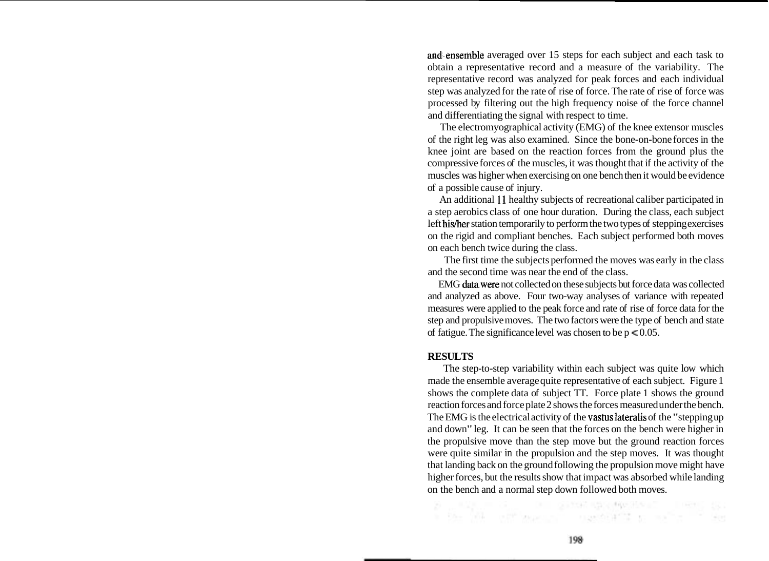and ensemble averaged over 15 steps for each subject and each task to obtain a representative record and a measure of the variability. The representative record was analyzed for peak forces and each individual step was analyzed for the rate of rise of force. The rate of rise of force was processed by filtering out the high frequency noise of the force channel and differentiating the signal with respect to time.

The electromyographical activity (EMG) of the knee extensor muscles of the right leg was also examined. Since the bone-on-bone forces in the knee joint are based on the reaction forces from the ground plus the compressive forces of the muscles, it was thought that if the activity of the muscles was higher when exercising on one bench then it would be evidence of a possible cause of injury.

An additional 11 healthy subjects of recreational caliber participated in a step aerobics class of one hour duration. During the class, each subject left his/her station temporarily to perform the two types of stepping exercises on the rigid and compliant benches. Each subject performed both moves on each bench twice during the class.

The first time the subjects performed the moves was early in the class and the second time was near the end of the class.

EMG data were not collected on these subjects but force data was collected and analyzed as above. Four two-way analyses of variance with repeated measures were applied to the peak force and rate of rise of force data for the step and propulsive moves. The two factors were the type of bench and state of fatigue. The significance level was chosen to be $p < 0.05$.

**RESULTS**

The step-to-step variability within each subject was quite low which made the ensemble average quite representative of each subject. Figure 1 shows the complete data of subject TT. Force plate 1 shows the ground reaction forces and force plate 2 shows the forces measured under the bench. The EMG is the electrical activity of the vastus lateralis of the "stepping up and down" leg. It can be seen that the forces on the bench were higher in the propulsive move than the step move but the ground reaction forces were quite similar in the propulsion and the step moves. It was thought that landing back on the ground following the propulsion move might have higher forces, but the results show that impact was absorbed while landing on the bench and a normal step down followed both moves.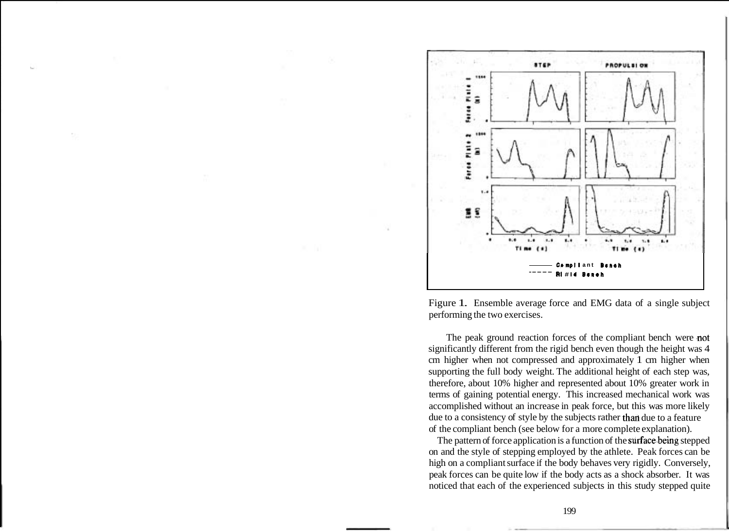Figure 1. Ensemble average force and EMG data of a single subject performing the two exercises.

The peak ground reaction forces of the compliant bench were not significantly different from the rigid bench even though the height was 4 cm higher when not compressed and approximately 1 cm higher when supporting the full body weight. The additional height of each step was, therefore, about 10% higher and represented about 10% greater work in terms of gaining potential energy. This increased mechanical work was accomplished without an increase in peak force, but this was more likely due to a consistency of style by the subjects rather than due to a feature of the compliant bench (see below for a more complete explanation).

The pattern of force application is a function of the surface being stepped on and the style of stepping employed by the athlete. Peak forces can be high on a compliant surface if the body behaves very rigidly. Conversely, peak forces can be quite low if the body acts as a shock absorber. It was noticed that each of the experienced subjects in this study stepped quite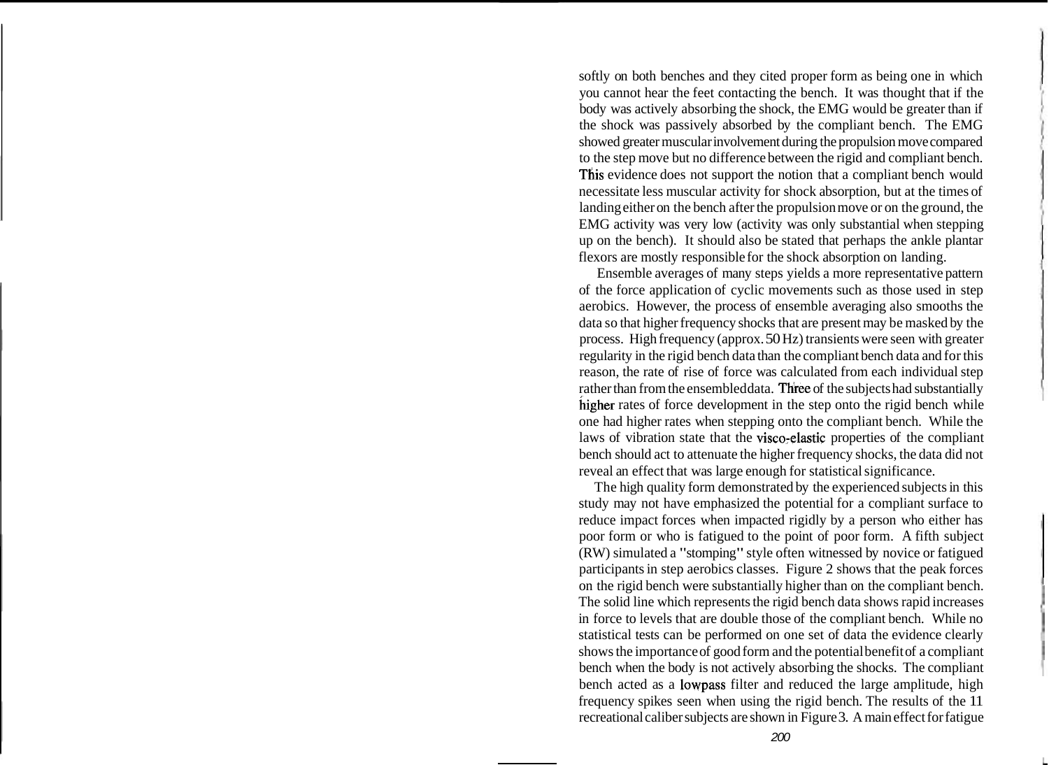softly on both benches and they cited proper form as being one in which you cannot hear the feet contacting the bench. It was thought that if the body was actively absorbing the shock, the EMG would be greater than if the shock was passively absorbed by the compliant bench. The EMG showed greater muscular involvement during the propulsion move compared to the step move but no difference between the rigid and compliant bench. This evidence does not support the notion that a compliant bench would necessitate less muscular activity for shock absorption, but at the times of landing either on the bench after the propulsion move or on the ground, the EMG activity was very low (activity was only substantial when stepping up on the bench). It should also be stated that perhaps the ankle plantar flexors are mostly responsible for the shock absorption on landing.

Ensemble averages of many steps yields a more representative pattern of the force application of cyclic movements such as those used in step aerobics. However, the process of ensemble averaging also smooths the data so that higher frequency shocks that are present may be masked by the process. High frequency (approx. 50 Hz) transients were seen with greater regularity in the rigid bench data than the compliant bench data and for this reason, the rate of rise of force was calculated from each individual step rather than from the ensembled data. Three of the subjects had substantially higher rates of force development in the step onto the rigid bench while one had higher rates when stepping onto the compliant bench. While the laws of vibration state that the visco-elastic properties of the compliant bench should act to attenuate the higher frequency shocks, the data did not reveal an effect that was large enough for statistical significance.

The high quality form demonstrated by the experienced subjects in this study may not have emphasized the potential for a compliant surface to reduce impact forces when impacted rigidly by a person who either has poor form or who is fatigued to the point of poor form. A fifth subject (RW) simulated a "stomping" style often witnessed by novice or fatigued participants in step aerobics classes. Figure 2 shows that the peak forces on the rigid bench were substantially higher than on the compliant bench. The solid line which represents the rigid bench data shows rapid increases in force to levels that are double those of the compliant bench. While no statistical tests can be performed on one set of data the evidence clearly shows the importance of good form and the potential benefit of a compliant bench when the body is not actively absorbing the shocks. The compliant bench acted as a lowpass filter and reduced the large amplitude, high frequency spikes seen when using the rigid bench. The results of the 11 recreational caliber subjects are shown in Figure 3. A main effect for fatigue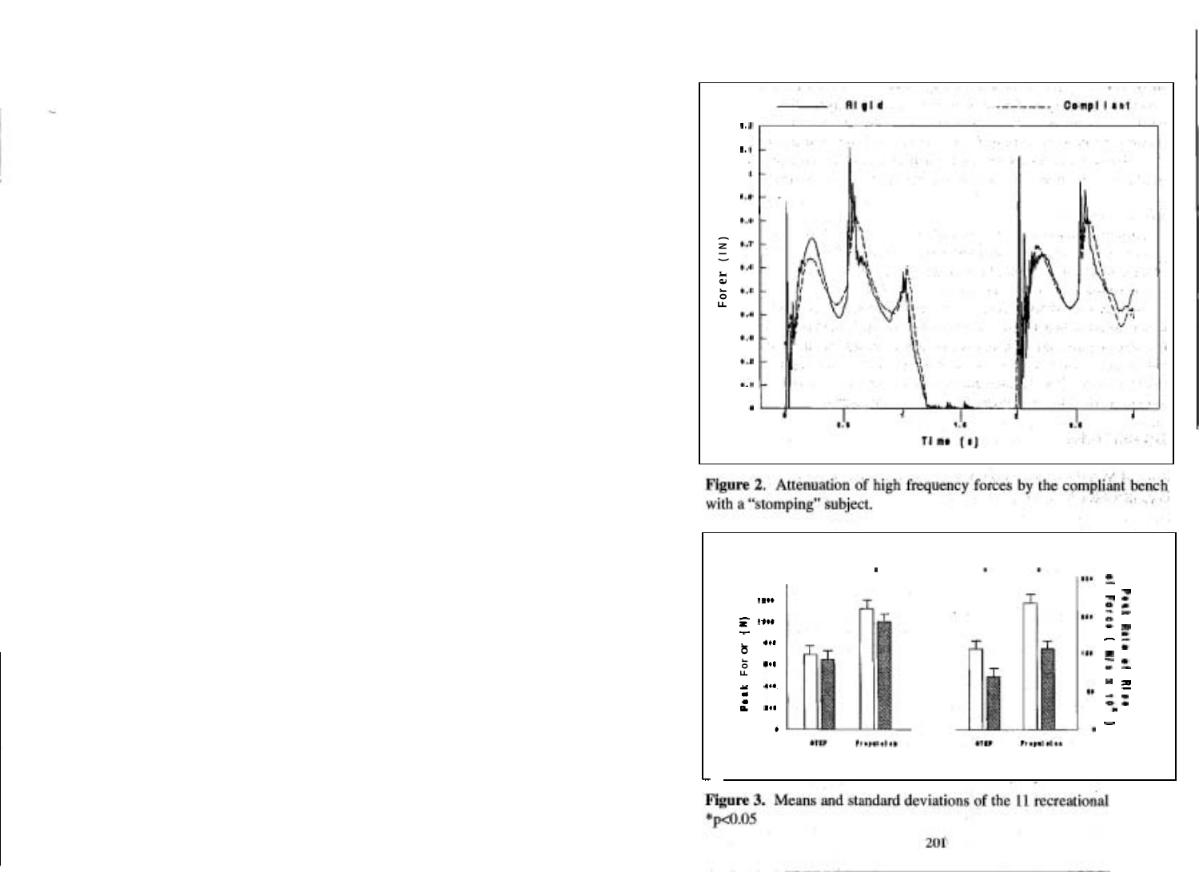Figure 2. Attenuation of high frequency forces by the compliant bench with a "stomping" subject.

Figure 3. Means and standard deviations of the 11 recreational
*p<0.05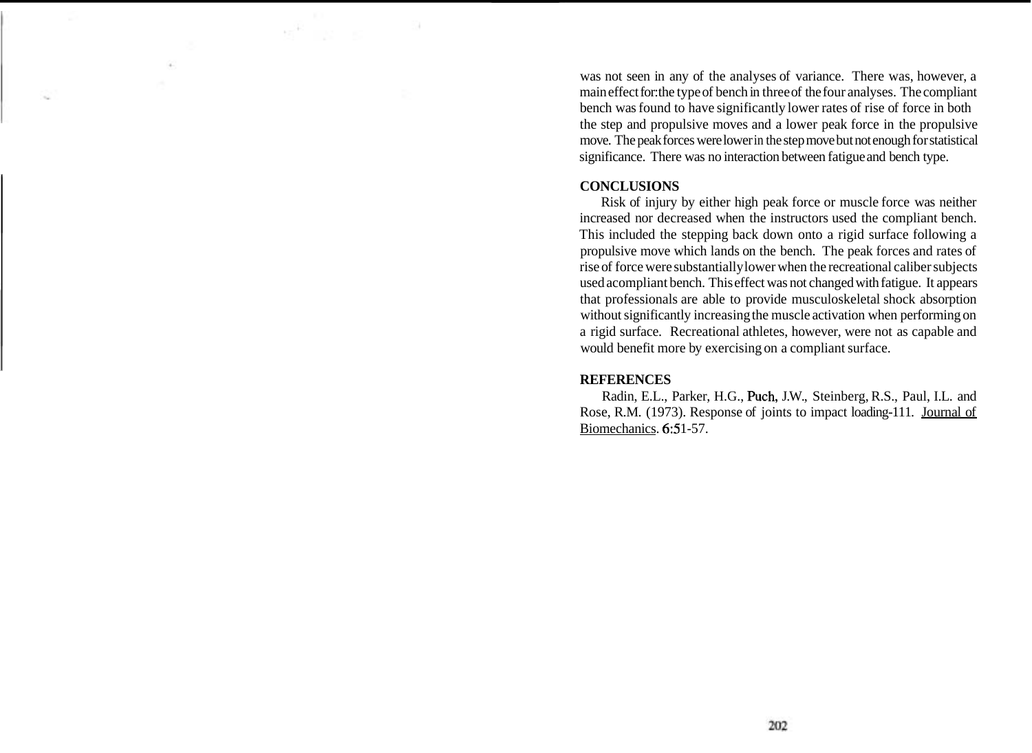was not seen in any of the analyses of variance. There was, however, a main effect for:the type of bench in three of the four analyses. The compliant bench was found to have significantly lower rates of rise of force in both the step and propulsive moves and a lower peak force in the propulsive move. The peak forces were lower in the step move but not enough for statistical significance. There was no interaction between fatigue and bench type.

## CONCLUSIONS

Risk of injury by either high peak force or muscle force was neither increased nor decreased when the instructors used the compliant bench. This included the stepping back down onto a rigid surface following a propulsive move which lands on the bench. The peak forces and rates of rise of force were substantially lower when the recreational caliber subjects used acompliant bench. This effect was not changed with fatigue. It appears that professionals are able to provide musculoskeletal shock absorption without significantly increasing the muscle activation when performing on a rigid surface. Recreational athletes, however, were not as capable and would benefit more by exercising on a compliant surface.

## REFERENCES

Radin, E.L., Parker, H.G., Puch, J.W., Steinberg, R.S., Paul, I.L. and Rose, R.M. (1973). Response of joints to impact loading-111. Journal of Biomechanics. 6:51-57.